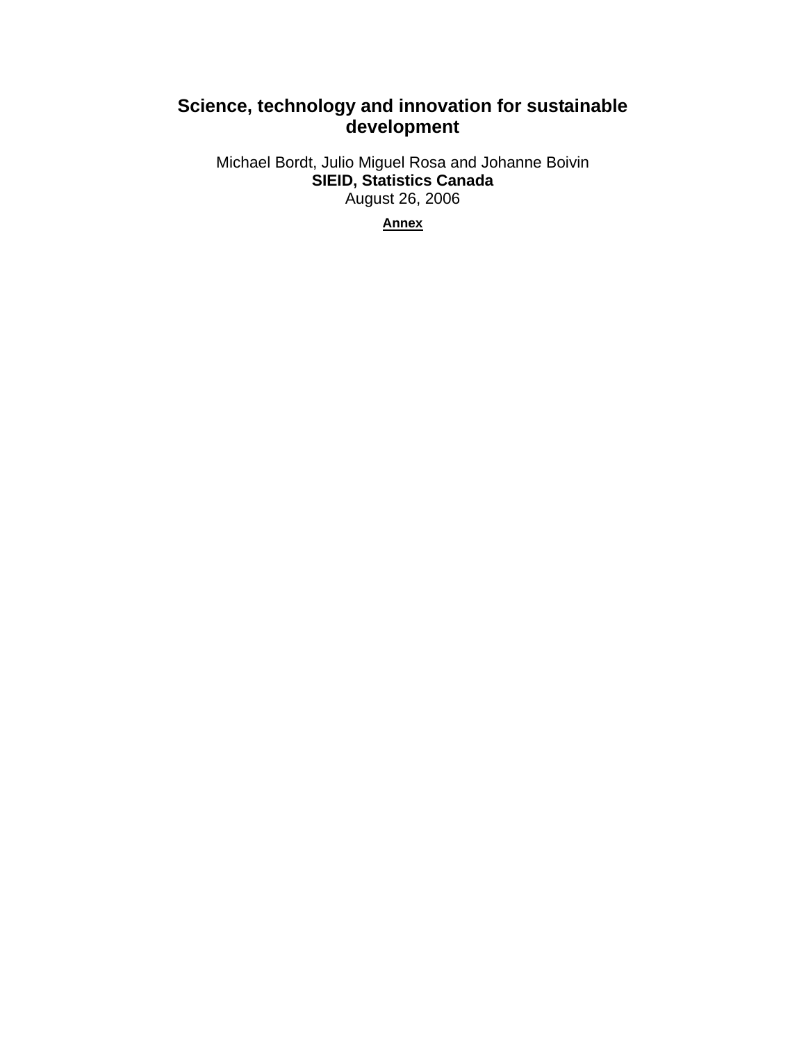# Science, technology and innovation for sustainable development

Michael Bordt, Julio Miguel Rosa and Johanne Boivin

**SIEID, Statistics Canada**

August 26, 2006

**Annex**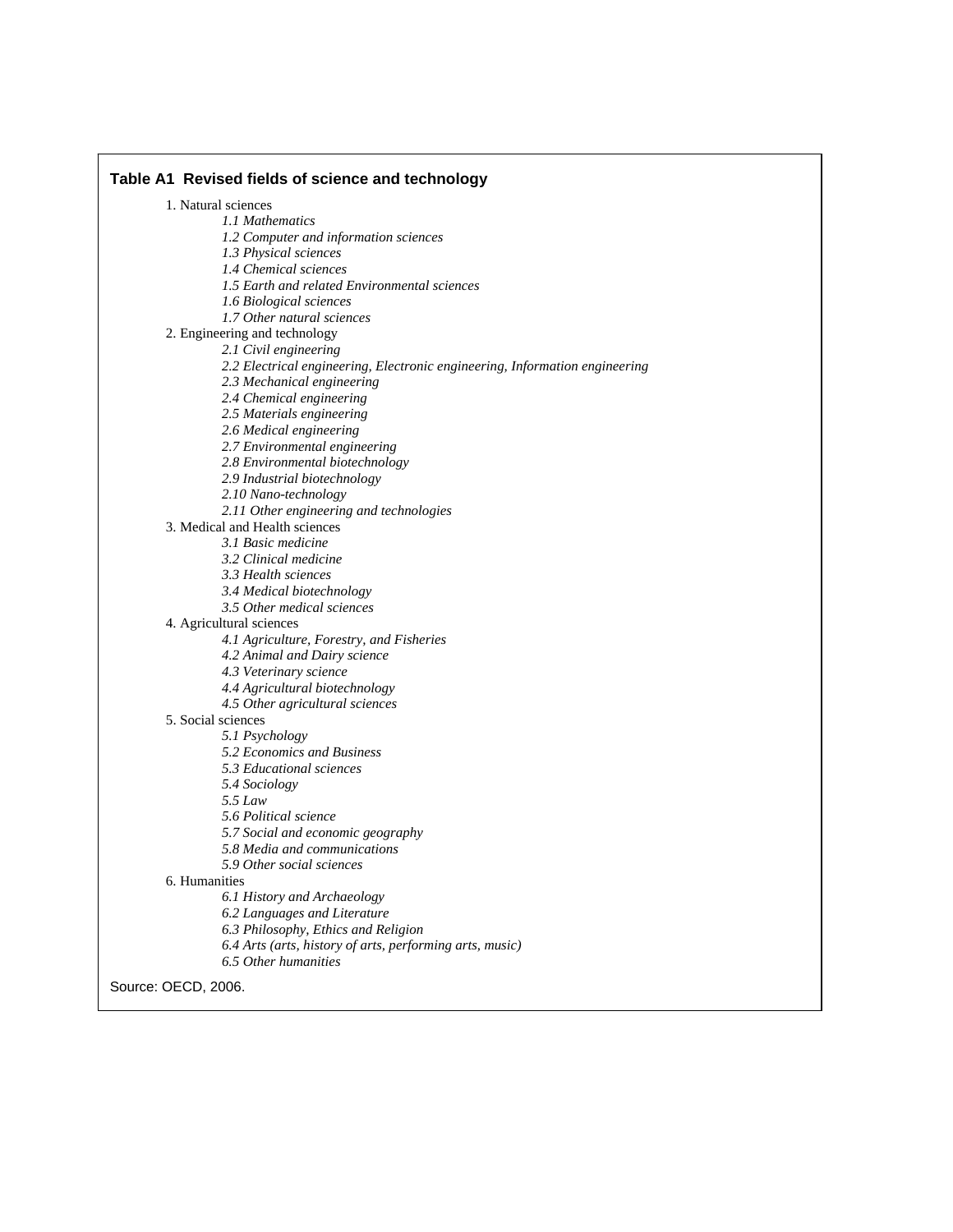**Table A1 Revised fields of science and technology**

1. Natural sciences
   - *1.1 Mathematics*
   - *1.2 Computer and information sciences*
   - *1.3 Physical sciences*
   - *1.4 Chemical sciences*
   - *1.5 Earth and related Environmental sciences*
   - *1.6 Biological sciences*
   - *1.7 Other natural sciences*
2. Engineering and technology
   - *2.1 Civil engineering*
   - *2.2 Electrical engineering, Electronic engineering, Information engineering*
   - *2.3 Mechanical engineering*
   - *2.4 Chemical engineering*
   - *2.5 Materials engineering*
   - *2.6 Medical engineering*
   - *2.7 Environmental engineering*
   - *2.8 Environmental biotechnology*
   - *2.9 Industrial biotechnology*
   - *2.10 Nano-technology*
   - *2.11 Other engineering and technologies*
3. Medical and Health sciences
   - *3.1 Basic medicine*
   - *3.2 Clinical medicine*
   - *3.3 Health sciences*
   - *3.4 Medical biotechnology*
   - *3.5 Other medical sciences*
4. Agricultural sciences
   - *4.1 Agriculture, Forestry, and Fisheries*
   - *4.2 Animal and Dairy science*
   - *4.3 Veterinary science*
   - *4.4 Agricultural biotechnology*
   - *4.5 Other agricultural sciences*
5. Social sciences
   - *5.1 Psychology*
   - *5.2 Economics and Business*
   - *5.3 Educational sciences*
   - *5.4 Sociology*
   - *5.5 Law*
   - *5.6 Political science*
   - *5.7 Social and economic geography*
   - *5.8 Media and communications*
   - *5.9 Other social sciences*
6. Humanities
   - *6.1 History and Archaeology*
   - *6.2 Languages and Literature*
   - *6.3 Philosophy, Ethics and Religion*
   - *6.4 Arts (arts, history of arts, performing arts, music)*
   - *6.5 Other humanities*

Source: OECD, 2006.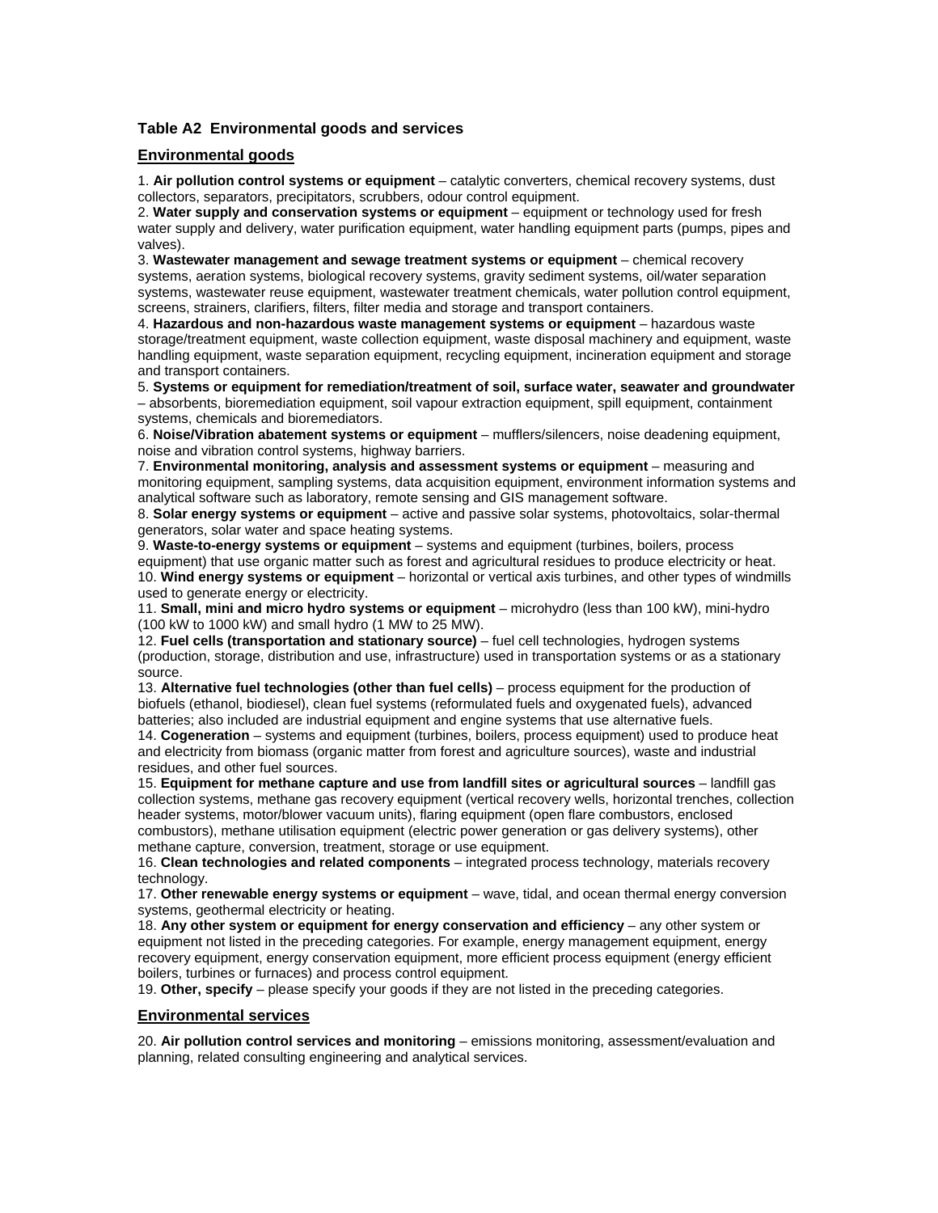### Table A2 Environmental goods and services

#### Environmental goods

1. **Air pollution control systems or equipment** – catalytic converters, chemical recovery systems, dust collectors, separators, precipitators, scrubbers, odour control equipment.
2. **Water supply and conservation systems or equipment** – equipment or technology used for fresh water supply and delivery, water purification equipment, water handling equipment parts (pumps, pipes and valves).
3. **Wastewater management and sewage treatment systems or equipment** – chemical recovery systems, aeration systems, biological recovery systems, gravity sediment systems, oil/water separation systems, wastewater reuse equipment, wastewater treatment chemicals, water pollution control equipment, screens, strainers, clarifiers, filters, filter media and storage and transport containers.
4. **Hazardous and non-hazardous waste management systems or equipment** – hazardous waste storage/treatment equipment, waste collection equipment, waste disposal machinery and equipment, waste handling equipment, waste separation equipment, recycling equipment, incineration equipment and storage and transport containers.
5. **Systems or equipment for remediation/treatment of soil, surface water, seawater and groundwater** – absorbents, bioremediation equipment, soil vapour extraction equipment, spill equipment, containment systems, chemicals and bioremediators.
6. **Noise/Vibration abatement systems or equipment** – mufflers/silencers, noise deadening equipment, noise and vibration control systems, highway barriers.
7. **Environmental monitoring, analysis and assessment systems or equipment** – measuring and monitoring equipment, sampling systems, data acquisition equipment, environment information systems and analytical software such as laboratory, remote sensing and GIS management software.
8. **Solar energy systems or equipment** – active and passive solar systems, photovoltaics, solar-thermal generators, solar water and space heating systems.
9. **Waste-to-energy systems or equipment** – systems and equipment (turbines, boilers, process equipment) that use organic matter such as forest and agricultural residues to produce electricity or heat.
10. **Wind energy systems or equipment** – horizontal or vertical axis turbines, and other types of windmills used to generate energy or electricity.
11. **Small, mini and micro hydro systems or equipment** – microhydro (less than 100 kW), mini-hydro (100 kW to 1000 kW) and small hydro (1 MW to 25 MW).
12. **Fuel cells (transportation and stationary source)** – fuel cell technologies, hydrogen systems (production, storage, distribution and use, infrastructure) used in transportation systems or as a stationary source.
13. **Alternative fuel technologies (other than fuel cells)** – process equipment for the production of biofuels (ethanol, biodiesel), clean fuel systems (reformulated fuels and oxygenated fuels), advanced batteries; also included are industrial equipment and engine systems that use alternative fuels.
14. **Cogeneration** – systems and equipment (turbines, boilers, process equipment) used to produce heat and electricity from biomass (organic matter from forest and agriculture sources), waste and industrial residues, and other fuel sources.
15. **Equipment for methane capture and use from landfill sites or agricultural sources** – landfill gas collection systems, methane gas recovery equipment (vertical recovery wells, horizontal trenches, collection header systems, motor/blower vacuum units), flaring equipment (open flare combustors, enclosed combustors), methane utilisation equipment (electric power generation or gas delivery systems), other methane capture, conversion, treatment, storage or use equipment.
16. **Clean technologies and related components** – integrated process technology, materials recovery technology.
17. **Other renewable energy systems or equipment** – wave, tidal, and ocean thermal energy conversion systems, geothermal electricity or heating.
18. **Any other system or equipment for energy conservation and efficiency** – any other system or equipment not listed in the preceding categories. For example, energy management equipment, energy recovery equipment, energy conservation equipment, more efficient process equipment (energy efficient boilers, turbines or furnaces) and process control equipment.
19. **Other, specify** – please specify your goods if they are not listed in the preceding categories.

#### Environmental services

20. **Air pollution control services and monitoring** – emissions monitoring, assessment/evaluation and planning, related consulting engineering and analytical services.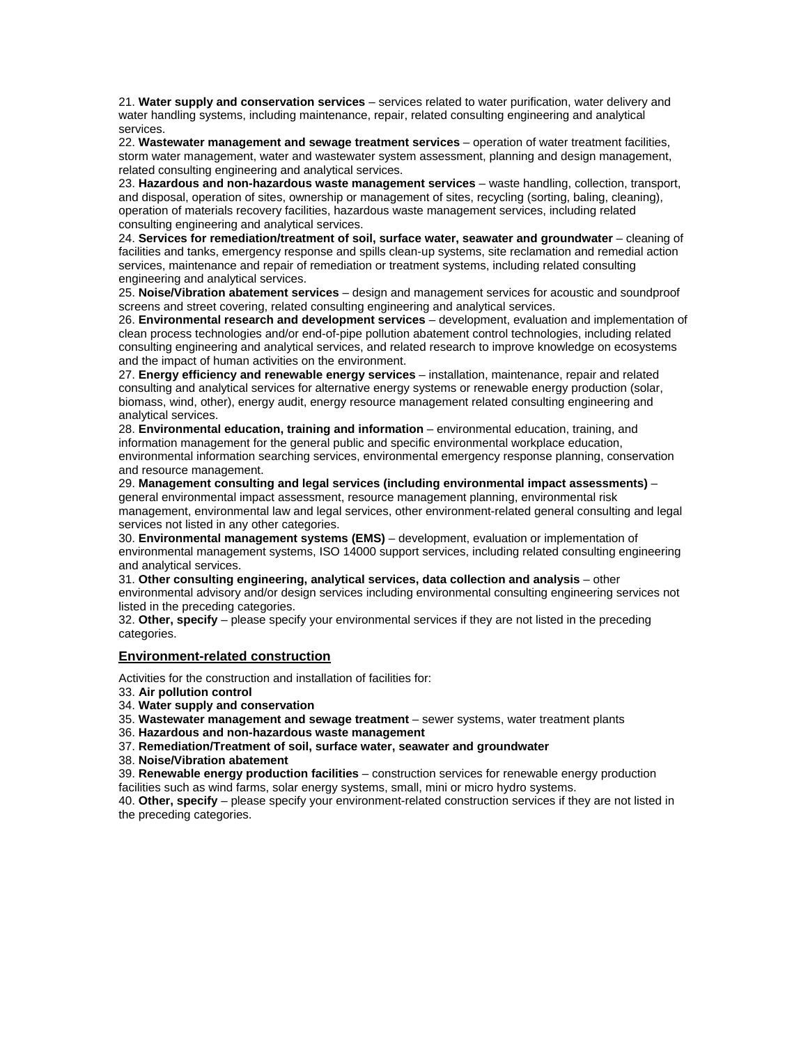21. **Water supply and conservation services** – services related to water purification, water delivery and water handling systems, including maintenance, repair, related consulting engineering and analytical services.

22. **Wastewater management and sewage treatment services** – operation of water treatment facilities, storm water management, water and wastewater system assessment, planning and design management, related consulting engineering and analytical services.

23. **Hazardous and non-hazardous waste management services** – waste handling, collection, transport, and disposal, operation of sites, ownership or management of sites, recycling (sorting, baling, cleaning), operation of materials recovery facilities, hazardous waste management services, including related consulting engineering and analytical services.

24. **Services for remediation/treatment of soil, surface water, seawater and groundwater** – cleaning of facilities and tanks, emergency response and spills clean-up systems, site reclamation and remedial action services, maintenance and repair of remediation or treatment systems, including related consulting engineering and analytical services.

25. **Noise/Vibration abatement services** – design and management services for acoustic and soundproof screens and street covering, related consulting engineering and analytical services.

26. **Environmental research and development services** – development, evaluation and implementation of clean process technologies and/or end-of-pipe pollution abatement control technologies, including related consulting engineering and analytical services, and related research to improve knowledge on ecosystems and the impact of human activities on the environment.

27. **Energy efficiency and renewable energy services** – installation, maintenance, repair and related consulting and analytical services for alternative energy systems or renewable energy production (solar, biomass, wind, other), energy audit, energy resource management related consulting engineering and analytical services.

28. **Environmental education, training and information** – environmental education, training, and information management for the general public and specific environmental workplace education, environmental information searching services, environmental emergency response planning, conservation and resource management.

29. **Management consulting and legal services (including environmental impact assessments)** – general environmental impact assessment, resource management planning, environmental risk management, environmental law and legal services, other environment-related general consulting and legal services not listed in any other categories.

30. **Environmental management systems (EMS)** – development, evaluation or implementation of environmental management systems, ISO 14000 support services, including related consulting engineering and analytical services.

31. **Other consulting engineering, analytical services, data collection and analysis** – other environmental advisory and/or design services including environmental consulting engineering services not listed in the preceding categories.

32. **Other, specify** – please specify your environmental services if they are not listed in the preceding categories.

## Environment-related construction

Activities for the construction and installation of facilities for:

33. **Air pollution control**

34. **Water supply and conservation**

35. **Wastewater management and sewage treatment** – sewer systems, water treatment plants

36. **Hazardous and non-hazardous waste management**

37. **Remediation/Treatment of soil, surface water, seawater and groundwater**

38. **Noise/Vibration abatement**

39. **Renewable energy production facilities** – construction services for renewable energy production facilities such as wind farms, solar energy systems, small, mini or micro hydro systems.

40. **Other, specify** – please specify your environment-related construction services if they are not listed in the preceding categories.